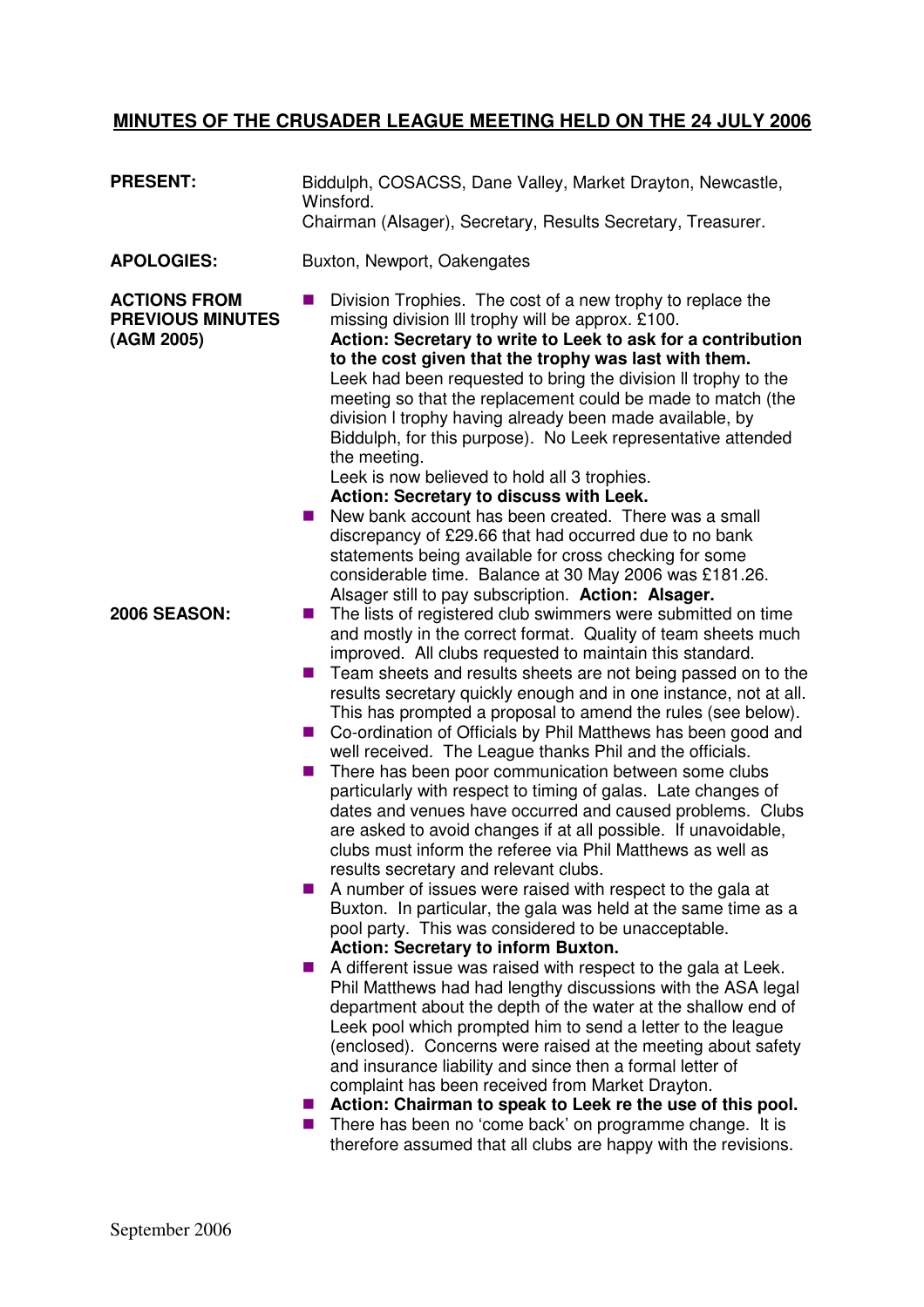## MINUTES OF THE CRUSADER LEAGUE MEETING HELD ON THE 24 JULY 2006

**PRESENT:** Biddulph, COSACSS, Dane Valley, Market Drayton, Newcastle, Winsford.
Chairman (Alsager), Secretary, Results Secretary, Treasurer.

**APOLOGIES:** Buxton, Newport, Oakengates

**ACTIONS FROM PREVIOUS MINUTES (AGM 2005)**

- Division Trophies. The cost of a new trophy to replace the missing division lll trophy will be approx. £100.
  **Action: Secretary to write to Leek to ask for a contribution to the cost given that the trophy was last with them.**
  Leek had been requested to bring the division ll trophy to the meeting so that the replacement could be made to match (the division l trophy having already been made available, by Biddulph, for this purpose). No Leek representative attended the meeting.
  Leek is now believed to hold all 3 trophies.
  **Action: Secretary to discuss with Leek.**
- New bank account has been created. There was a small discrepancy of £29.66 that had occurred due to no bank statements being available for cross checking for some considerable time. Balance at 30 May 2006 was £181.26. Alsager still to pay subscription. **Action: Alsager.**

**2006 SEASON:**

- The lists of registered club swimmers were submitted on time and mostly in the correct format. Quality of team sheets much improved. All clubs requested to maintain this standard.
- Team sheets and results sheets are not being passed on to the results secretary quickly enough and in one instance, not at all. This has prompted a proposal to amend the rules (see below).
- Co-ordination of Officials by Phil Matthews has been good and well received. The League thanks Phil and the officials.
- There has been poor communication between some clubs particularly with respect to timing of galas. Late changes of dates and venues have occurred and caused problems. Clubs are asked to avoid changes if at all possible. If unavoidable, clubs must inform the referee via Phil Matthews as well as results secretary and relevant clubs.
- A number of issues were raised with respect to the gala at Buxton. In particular, the gala was held at the same time as a pool party. This was considered to be unacceptable.
  **Action: Secretary to inform Buxton.**
- A different issue was raised with respect to the gala at Leek. Phil Matthews had had lengthy discussions with the ASA legal department about the depth of the water at the shallow end of Leek pool which prompted him to send a letter to the league (enclosed). Concerns were raised at the meeting about safety and insurance liability and since then a formal letter of complaint has been received from Market Drayton.
- **Action: Chairman to speak to Leek re the use of this pool.**
- There has been no 'come back' on programme change. It is therefore assumed that all clubs are happy with the revisions.

September 2006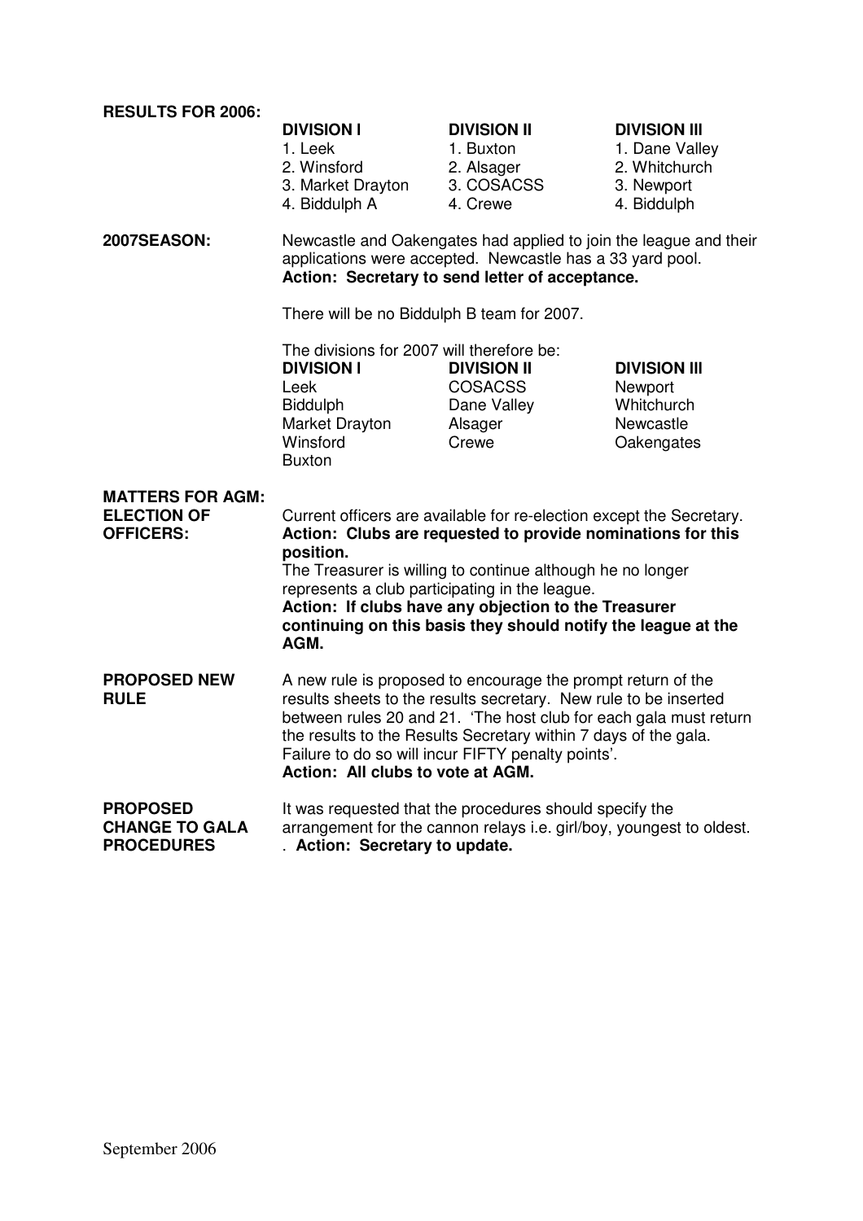**RESULTS FOR 2006:**

| DIVISION I | DIVISION II | DIVISION III |
|---|---|---|
| 1. Leek | 1. Buxton | 1. Dane Valley |
| 2. Winsford | 2. Alsager | 2. Whitchurch |
| 3. Market Drayton | 3. COSACSS | 3. Newport |
| 4. Biddulph A | 4. Crewe | 4. Biddulph |

**2007SEASON:**

Newcastle and Oakengates had applied to join the league and their applications were accepted. Newcastle has a 33 yard pool.
**Action: Secretary to send letter of acceptance.**

There will be no Biddulph B team for 2007.

The divisions for 2007 will therefore be:

| DIVISION I | DIVISION II | DIVISION III |
|---|---|---|
| Leek | COSACSS | Newport |
| Biddulph | Dane Valley | Whitchurch |
| Market Drayton | Alsager | Newcastle |
| Winsford | Crewe | Oakengates |
| Buxton | | |

**MATTERS FOR AGM:**

**ELECTION OF OFFICERS:**

Current officers are available for re-election except the Secretary.
**Action: Clubs are requested to provide nominations for this position.**
The Treasurer is willing to continue although he no longer represents a club participating in the league.
**Action: If clubs have any objection to the Treasurer continuing on this basis they should notify the league at the AGM.**

**PROPOSED NEW RULE**

A new rule is proposed to encourage the prompt return of the results sheets to the results secretary. New rule to be inserted between rules 20 and 21. 'The host club for each gala must return the results to the Results Secretary within 7 days of the gala. Failure to do so will incur FIFTY penalty points'.
**Action: All clubs to vote at AGM.**

**PROPOSED CHANGE TO GALA PROCEDURES**

It was requested that the procedures should specify the arrangement for the cannon relays i.e. girl/boy, youngest to oldest.
. **Action: Secretary to update.**

September 2006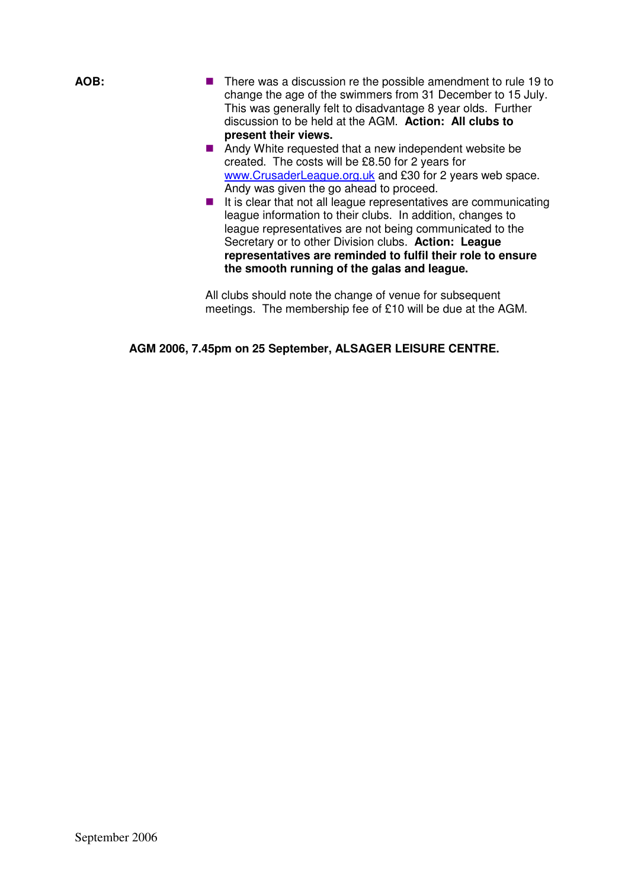**AOB:**

- There was a discussion re the possible amendment to rule 19 to change the age of the swimmers from 31 December to 15 July. This was generally felt to disadvantage 8 year olds. Further discussion to be held at the AGM. **Action: All clubs to present their views.**
- Andy White requested that a new independent website be created. The costs will be £8.50 for 2 years for www.CrusaderLeague.org.uk and £30 for 2 years web space. Andy was given the go ahead to proceed.
- It is clear that not all league representatives are communicating league information to their clubs. In addition, changes to league representatives are not being communicated to the Secretary or to other Division clubs. **Action: League representatives are reminded to fulfil their role to ensure the smooth running of the galas and league.**

All clubs should note the change of venue for subsequent meetings. The membership fee of £10 will be due at the AGM.

**AGM 2006, 7.45pm on 25 September, ALSAGER LEISURE CENTRE.**